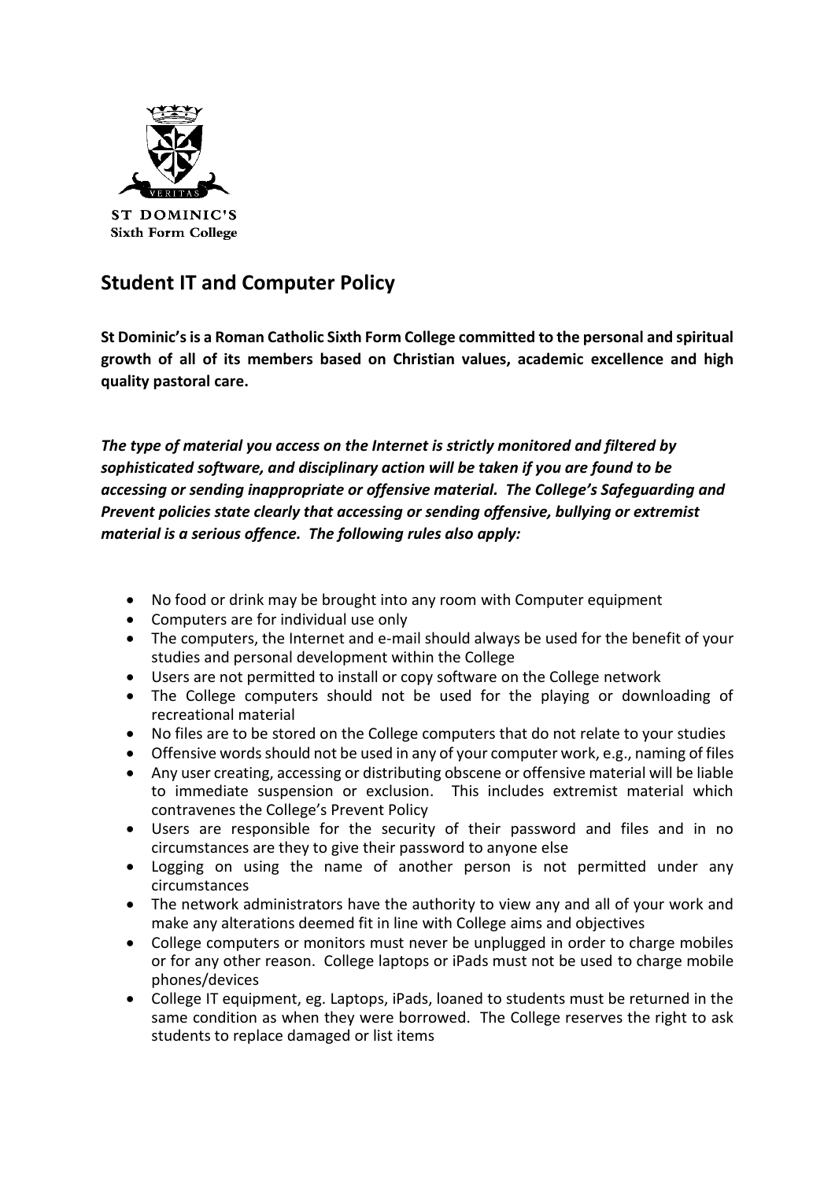ST DOMINIC'S
Sixth Form College

## Student IT and Computer Policy

**St Dominic's is a Roman Catholic Sixth Form College committed to the personal and spiritual growth of all of its members based on Christian values, academic excellence and high quality pastoral care.**

***The type of material you access on the Internet is strictly monitored and filtered by sophisticated software, and disciplinary action will be taken if you are found to be accessing or sending inappropriate or offensive material. The College's Safeguarding and Prevent policies state clearly that accessing or sending offensive, bullying or extremist material is a serious offence. The following rules also apply:***

- No food or drink may be brought into any room with Computer equipment
- Computers are for individual use only
- The computers, the Internet and e-mail should always be used for the benefit of your studies and personal development within the College
- Users are not permitted to install or copy software on the College network
- The College computers should not be used for the playing or downloading of recreational material
- No files are to be stored on the College computers that do not relate to your studies
- Offensive words should not be used in any of your computer work, e.g., naming of files
- Any user creating, accessing or distributing obscene or offensive material will be liable to immediate suspension or exclusion. This includes extremist material which contravenes the College's Prevent Policy
- Users are responsible for the security of their password and files and in no circumstances are they to give their password to anyone else
- Logging on using the name of another person is not permitted under any circumstances
- The network administrators have the authority to view any and all of your work and make any alterations deemed fit in line with College aims and objectives
- College computers or monitors must never be unplugged in order to charge mobiles or for any other reason. College laptops or iPads must not be used to charge mobile phones/devices
- College IT equipment, eg. Laptops, iPads, loaned to students must be returned in the same condition as when they were borrowed. The College reserves the right to ask students to replace damaged or list items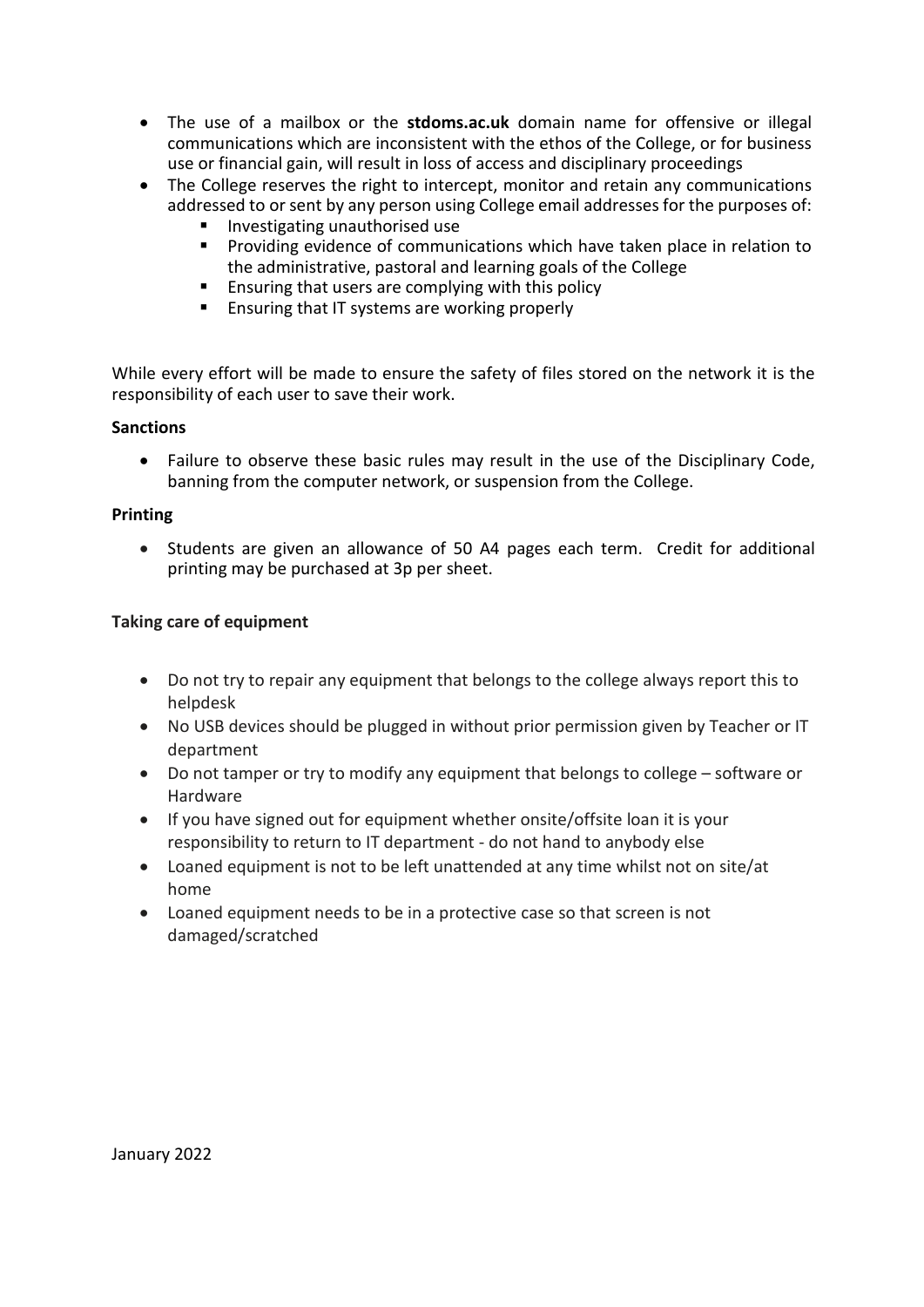- The use of a mailbox or the **stdoms.ac.uk** domain name for offensive or illegal communications which are inconsistent with the ethos of the College, or for business use or financial gain, will result in loss of access and disciplinary proceedings
- The College reserves the right to intercept, monitor and retain any communications addressed to or sent by any person using College email addresses for the purposes of:
  - Investigating unauthorised use
  - Providing evidence of communications which have taken place in relation to the administrative, pastoral and learning goals of the College
  - Ensuring that users are complying with this policy
  - Ensuring that IT systems are working properly

While every effort will be made to ensure the safety of files stored on the network it is the responsibility of each user to save their work.

**Sanctions**

- Failure to observe these basic rules may result in the use of the Disciplinary Code, banning from the computer network, or suspension from the College.

**Printing**

- Students are given an allowance of 50 A4 pages each term. Credit for additional printing may be purchased at 3p per sheet.

**Taking care of equipment**

- Do not try to repair any equipment that belongs to the college always report this to helpdesk
- No USB devices should be plugged in without prior permission given by Teacher or IT department
- Do not tamper or try to modify any equipment that belongs to college – software or Hardware
- If you have signed out for equipment whether onsite/offsite loan it is your responsibility to return to IT department - do not hand to anybody else
- Loaned equipment is not to be left unattended at any time whilst not on site/at home
- Loaned equipment needs to be in a protective case so that screen is not damaged/scratched

January 2022